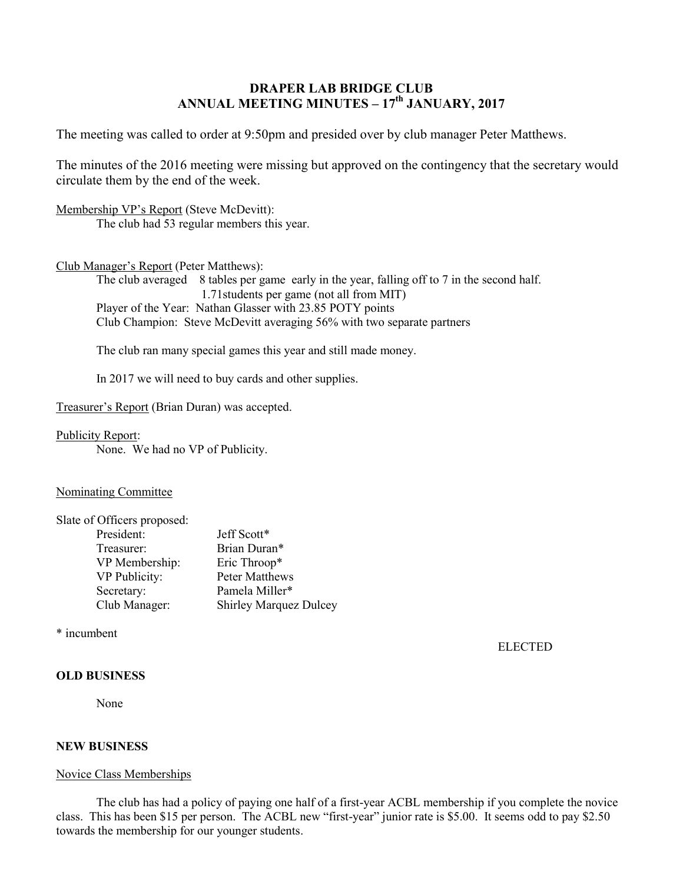# DRAPER LAB BRIDGE CLUB
## ANNUAL MEETING MINUTES – 17th JANUARY, 2017

The meeting was called to order at 9:50pm and presided over by club manager Peter Matthews.

The minutes of the 2016 meeting were missing but approved on the contingency that the secretary would circulate them by the end of the week.

Membership VP's Report (Steve McDevitt):

The club had 53 regular members this year.

Club Manager's Report (Peter Matthews):

The club averaged 8 tables per game early in the year, falling off to 7 in the second half.
1.71students per game (not all from MIT)
Player of the Year: Nathan Glasser with 23.85 POTY points
Club Champion: Steve McDevitt averaging 56% with two separate partners

The club ran many special games this year and still made money.

In 2017 we will need to buy cards and other supplies.

Treasurer's Report (Brian Duran) was accepted.

Publicity Report:

None. We had no VP of Publicity.

Nominating Committee

Slate of Officers proposed:

| | |
|---|---|
| President: | Jeff Scott* |
| Treasurer: | Brian Duran* |
| VP Membership: | Eric Throop* |
| VP Publicity: | Peter Matthews |
| Secretary: | Pamela Miller* |
| Club Manager: | Shirley Marquez Dulcey |

* incumbent

ELECTED

**OLD BUSINESS**

None

**NEW BUSINESS**

Novice Class Memberships

The club has had a policy of paying one half of a first-year ACBL membership if you complete the novice class. This has been $15 per person. The ACBL new "first-year" junior rate is $5.00. It seems odd to pay $2.50 towards the membership for our younger students.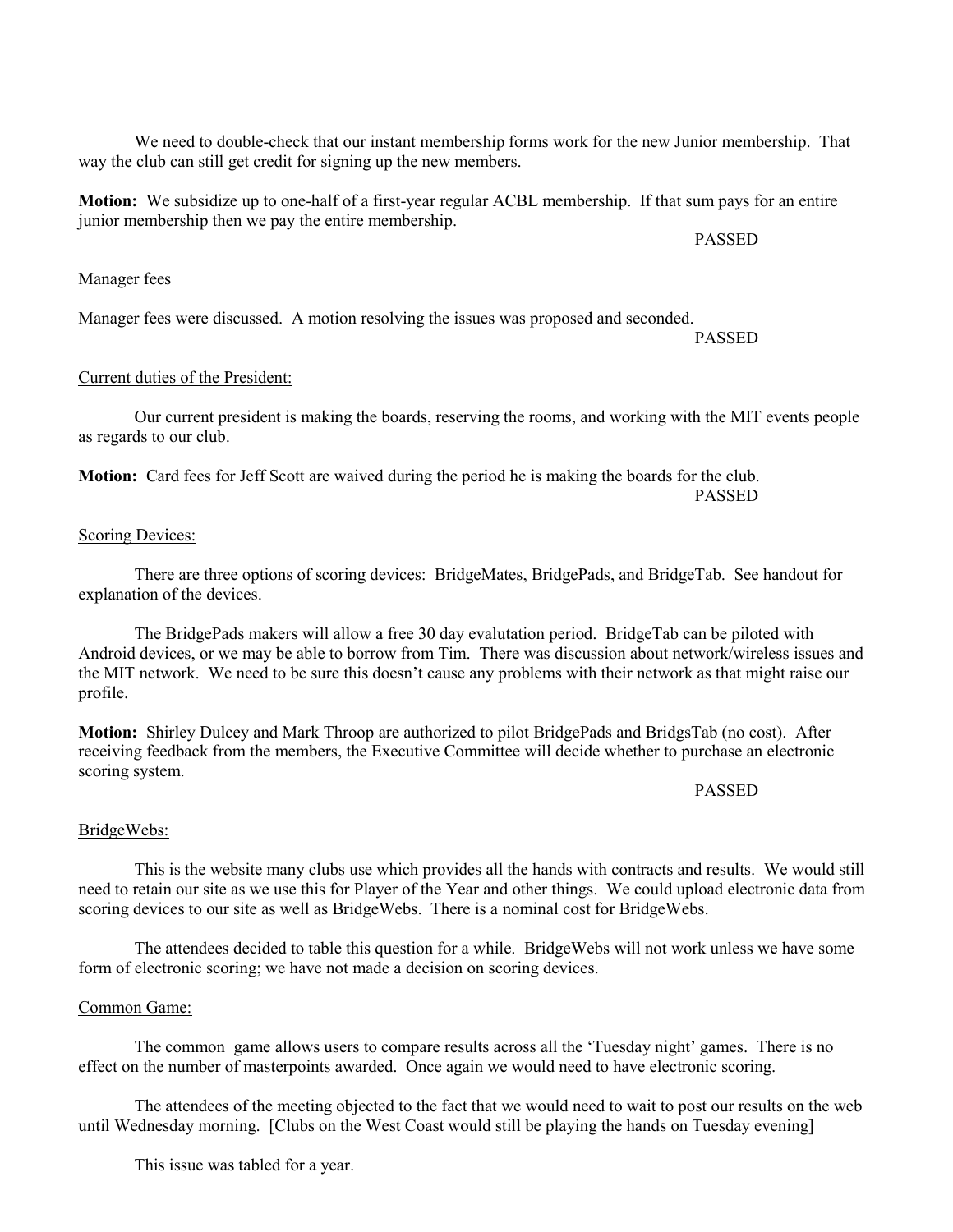We need to double-check that our instant membership forms work for the new Junior membership. That way the club can still get credit for signing up the new members.

**Motion:** We subsidize up to one-half of a first-year regular ACBL membership. If that sum pays for an entire junior membership then we pay the entire membership.

PASSED

Manager fees

Manager fees were discussed. A motion resolving the issues was proposed and seconded.

PASSED

Current duties of the President:

Our current president is making the boards, reserving the rooms, and working with the MIT events people as regards to our club.

**Motion:** Card fees for Jeff Scott are waived during the period he is making the boards for the club.

PASSED

Scoring Devices:

There are three options of scoring devices: BridgeMates, BridgePads, and BridgeTab. See handout for explanation of the devices.

The BridgePads makers will allow a free 30 day evalutation period. BridgeTab can be piloted with Android devices, or we may be able to borrow from Tim. There was discussion about network/wireless issues and the MIT network. We need to be sure this doesn't cause any problems with their network as that might raise our profile.

**Motion:** Shirley Dulcey and Mark Throop are authorized to pilot BridgePads and BridgsTab (no cost). After receiving feedback from the members, the Executive Committee will decide whether to purchase an electronic scoring system.

PASSED

BridgeWebs:

This is the website many clubs use which provides all the hands with contracts and results. We would still need to retain our site as we use this for Player of the Year and other things. We could upload electronic data from scoring devices to our site as well as BridgeWebs. There is a nominal cost for BridgeWebs.

The attendees decided to table this question for a while. BridgeWebs will not work unless we have some form of electronic scoring; we have not made a decision on scoring devices.

Common Game:

The common game allows users to compare results across all the 'Tuesday night' games. There is no effect on the number of masterpoints awarded. Once again we would need to have electronic scoring.

The attendees of the meeting objected to the fact that we would need to wait to post our results on the web until Wednesday morning. [Clubs on the West Coast would still be playing the hands on Tuesday evening]

This issue was tabled for a year.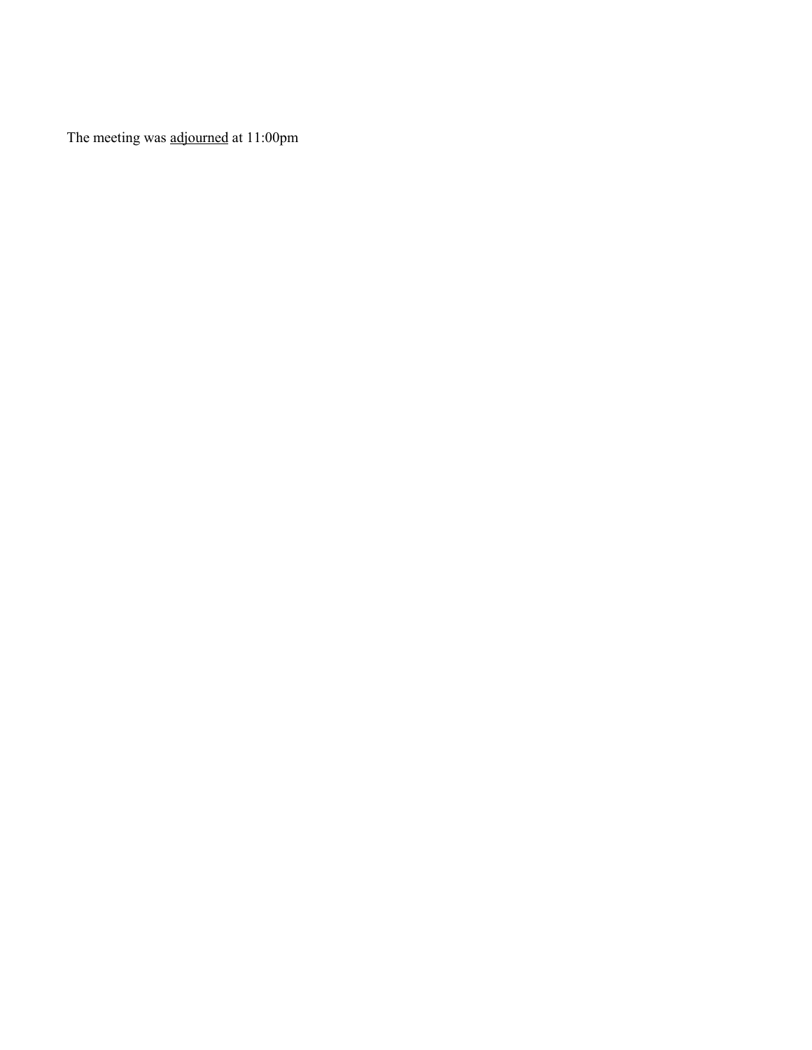The meeting was <u>adjourned</u> at 11:00pm